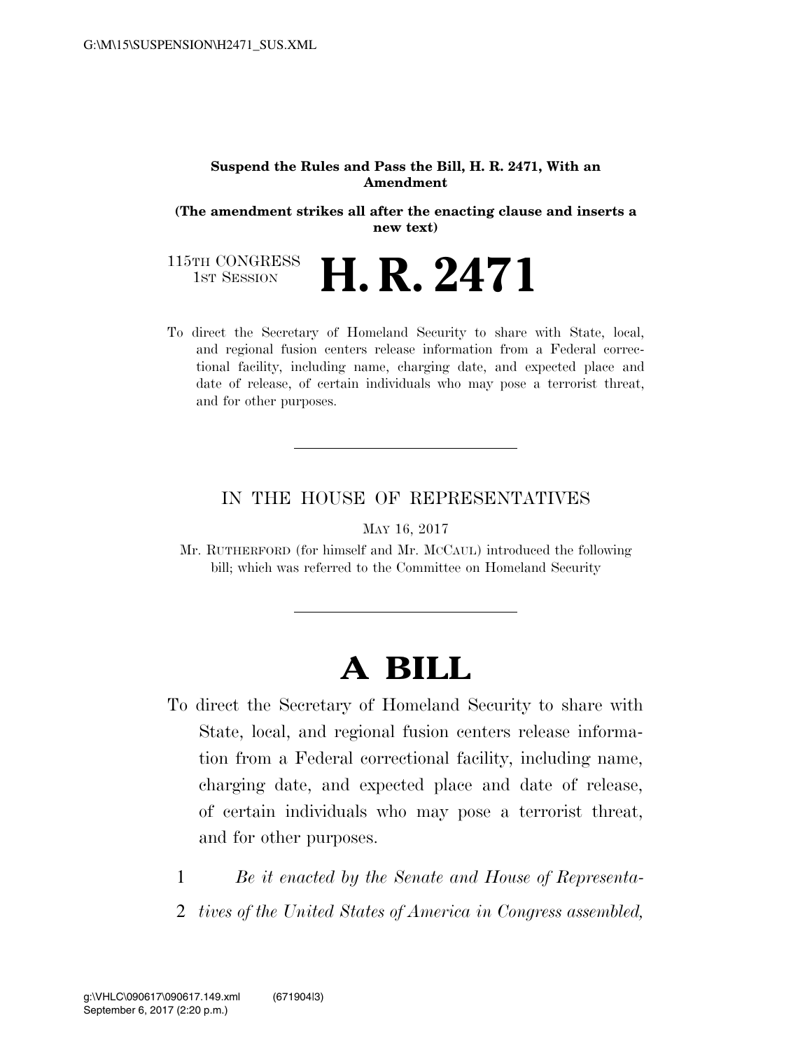**Suspend the Rules and Pass the Bill, H. R. 2471, With an Amendment**

**(The amendment strikes all after the enacting clause and inserts a new text)**

115TH CONGRESS
1ST SESSION

# H. R. 2471

To direct the Secretary of Homeland Security to share with State, local, and regional fusion centers release information from a Federal correctional facility, including name, charging date, and expected place and date of release, of certain individuals who may pose a terrorist threat, and for other purposes.

---

IN THE HOUSE OF REPRESENTATIVES

MAY 16, 2017

Mr. RUTHERFORD (for himself and Mr. MCCAUL) introduced the following bill; which was referred to the Committee on Homeland Security

---

# A BILL

To direct the Secretary of Homeland Security to share with State, local, and regional fusion centers release information from a Federal correctional facility, including name, charging date, and expected place and date of release, of certain individuals who may pose a terrorist threat, and for other purposes.

1 *Be it enacted by the Senate and House of Representa-*
2 *tives of the United States of America in Congress assembled,*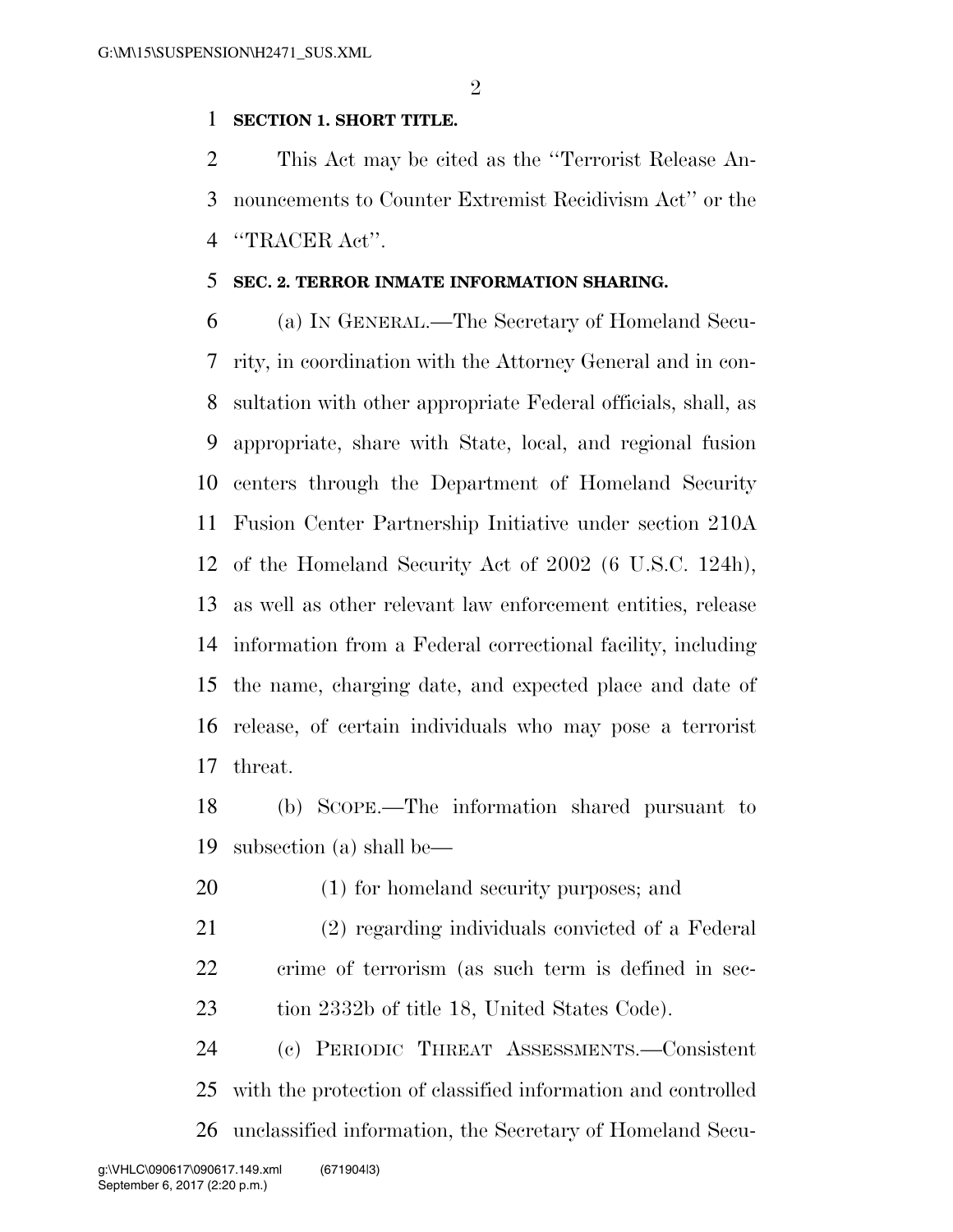**SECTION 1. SHORT TITLE.**

This Act may be cited as the "Terrorist Release Announcements to Counter Extremist Recidivism Act" or the "TRACER Act".

**SEC. 2. TERROR INMATE INFORMATION SHARING.**

(a) IN GENERAL.—The Secretary of Homeland Security, in coordination with the Attorney General and in consultation with other appropriate Federal officials, shall, as appropriate, share with State, local, and regional fusion centers through the Department of Homeland Security Fusion Center Partnership Initiative under section 210A of the Homeland Security Act of 2002 (6 U.S.C. 124h), as well as other relevant law enforcement entities, release information from a Federal correctional facility, including the name, charging date, and expected place and date of release, of certain individuals who may pose a terrorist threat.

(b) SCOPE.—The information shared pursuant to subsection (a) shall be—

(1) for homeland security purposes; and

(2) regarding individuals convicted of a Federal crime of terrorism (as such term is defined in section 2332b of title 18, United States Code).

(c) PERIODIC THREAT ASSESSMENTS.—Consistent with the protection of classified information and controlled unclassified information, the Secretary of Homeland Secu-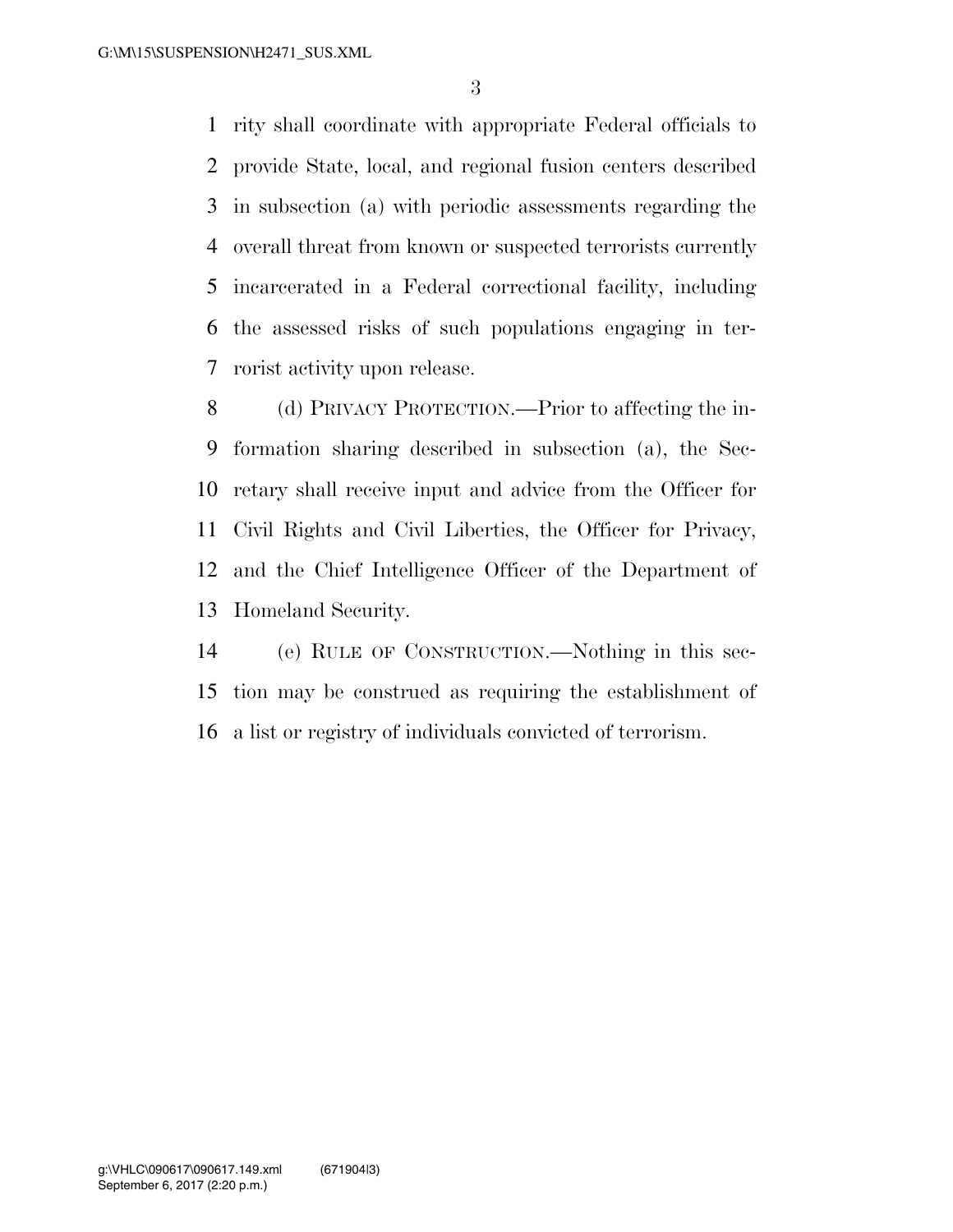rity shall coordinate with appropriate Federal officials to provide State, local, and regional fusion centers described in subsection (a) with periodic assessments regarding the overall threat from known or suspected terrorists currently incarcerated in a Federal correctional facility, including the assessed risks of such populations engaging in terrorist activity upon release.

(d) PRIVACY PROTECTION.—Prior to affecting the information sharing described in subsection (a), the Secretary shall receive input and advice from the Officer for Civil Rights and Civil Liberties, the Officer for Privacy, and the Chief Intelligence Officer of the Department of Homeland Security.

(e) RULE OF CONSTRUCTION.—Nothing in this section may be construed as requiring the establishment of a list or registry of individuals convicted of terrorism.